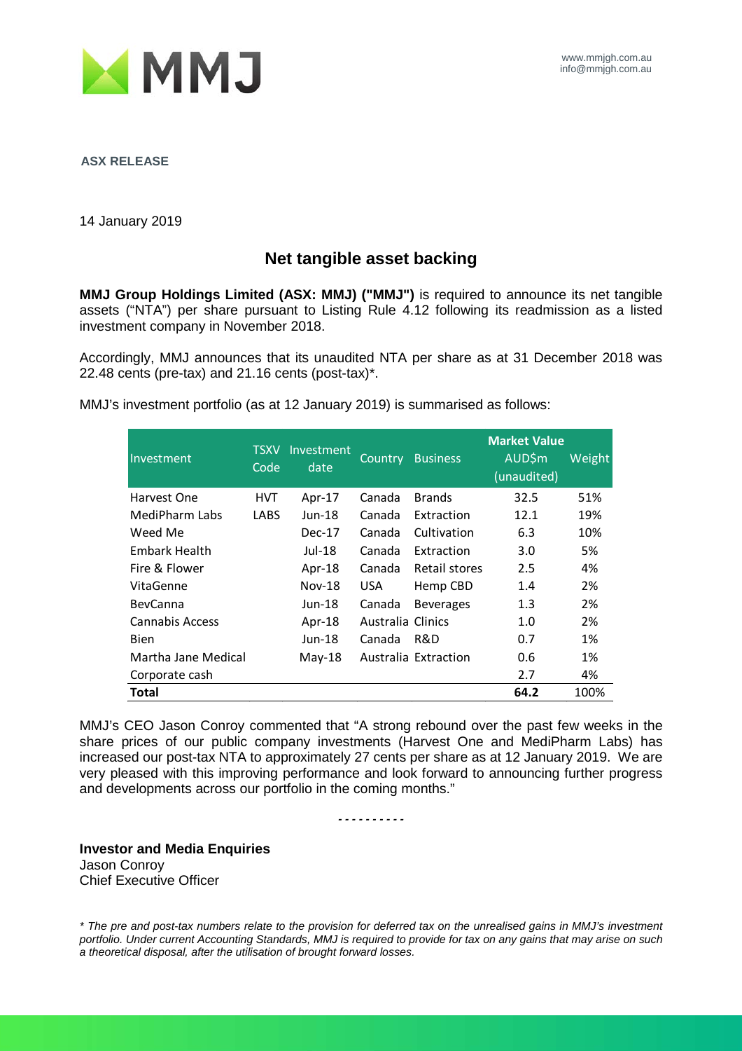www.mmjgh.com.au
info@mmjgh.com.au

**ASX RELEASE**

14 January 2019

## Net tangible asset backing

**MMJ Group Holdings Limited (ASX: MMJ) ("MMJ")** is required to announce its net tangible assets ("NTA") per share pursuant to Listing Rule 4.12 following its readmission as a listed investment company in November 2018.

Accordingly, MMJ announces that its unaudited NTA per share as at 31 December 2018 was 22.48 cents (pre-tax) and 21.16 cents (post-tax)*.

MMJ's investment portfolio (as at 12 January 2019) is summarised as follows:

| Investment | TSXV Code | Investment date | Country | Business | **Market Value** AUD$m (unaudited) | Weight |
|---|---|---|---|---|---|---|
| Harvest One | HVT | Apr-17 | Canada | Brands | 32.5 | 51% |
| MediPharm Labs | LABS | Jun-18 | Canada | Extraction | 12.1 | 19% |
| Weed Me | | Dec-17 | Canada | Cultivation | 6.3 | 10% |
| Embark Health | | Jul-18 | Canada | Extraction | 3.0 | 5% |
| Fire & Flower | | Apr-18 | Canada | Retail stores | 2.5 | 4% |
| VitaGenne | | Nov-18 | USA | Hemp CBD | 1.4 | 2% |
| BevCanna | | Jun-18 | Canada | Beverages | 1.3 | 2% |
| Cannabis Access | | Apr-18 | Australia | Clinics | 1.0 | 2% |
| Bien | | Jun-18 | Canada | R&D | 0.7 | 1% |
| Martha Jane Medical | | May-18 | Australia | Extraction | 0.6 | 1% |
| Corporate cash | | | | | 2.7 | 4% |
| **Total** | | | | | **64.2** | 100% |

MMJ's CEO Jason Conroy commented that "A strong rebound over the past few weeks in the share prices of our public company investments (Harvest One and MediPharm Labs) has increased our post-tax NTA to approximately 27 cents per share as at 12 January 2019. We are very pleased with this improving performance and look forward to announcing further progress and developments across our portfolio in the coming months."

- - - - - - - - - -

**Investor and Media Enquiries**
Jason Conroy
Chief Executive Officer

*\* The pre and post-tax numbers relate to the provision for deferred tax on the unrealised gains in MMJ's investment portfolio. Under current Accounting Standards, MMJ is required to provide for tax on any gains that may arise on such a theoretical disposal, after the utilisation of brought forward losses.*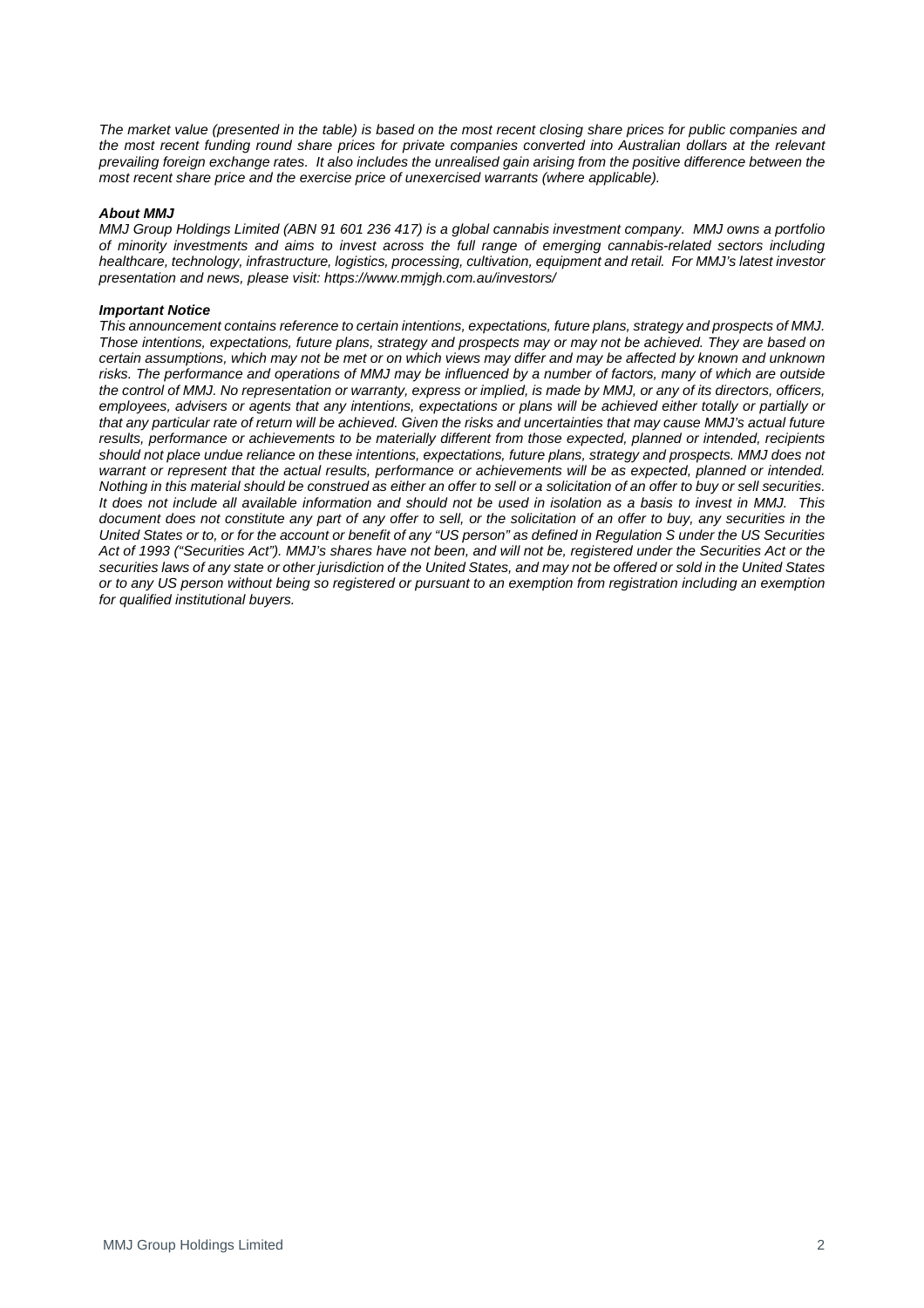*The market value (presented in the table) is based on the most recent closing share prices for public companies and the most recent funding round share prices for private companies converted into Australian dollars at the relevant prevailing foreign exchange rates. It also includes the unrealised gain arising from the positive difference between the most recent share price and the exercise price of unexercised warrants (where applicable).*

***About MMJ***

*MMJ Group Holdings Limited (ABN 91 601 236 417) is a global cannabis investment company. MMJ owns a portfolio of minority investments and aims to invest across the full range of emerging cannabis-related sectors including healthcare, technology, infrastructure, logistics, processing, cultivation, equipment and retail. For MMJ's latest investor presentation and news, please visit: https://www.mmjgh.com.au/investors/*

***Important Notice***

*This announcement contains reference to certain intentions, expectations, future plans, strategy and prospects of MMJ. Those intentions, expectations, future plans, strategy and prospects may or may not be achieved. They are based on certain assumptions, which may not be met or on which views may differ and may be affected by known and unknown risks. The performance and operations of MMJ may be influenced by a number of factors, many of which are outside the control of MMJ. No representation or warranty, express or implied, is made by MMJ, or any of its directors, officers, employees, advisers or agents that any intentions, expectations or plans will be achieved either totally or partially or that any particular rate of return will be achieved. Given the risks and uncertainties that may cause MMJ's actual future results, performance or achievements to be materially different from those expected, planned or intended, recipients should not place undue reliance on these intentions, expectations, future plans, strategy and prospects. MMJ does not warrant or represent that the actual results, performance or achievements will be as expected, planned or intended. Nothing in this material should be construed as either an offer to sell or a solicitation of an offer to buy or sell securities. It does not include all available information and should not be used in isolation as a basis to invest in MMJ. This document does not constitute any part of any offer to sell, or the solicitation of an offer to buy, any securities in the United States or to, or for the account or benefit of any "US person" as defined in Regulation S under the US Securities Act of 1993 ("Securities Act"). MMJ's shares have not been, and will not be, registered under the Securities Act or the securities laws of any state or other jurisdiction of the United States, and may not be offered or sold in the United States or to any US person without being so registered or pursuant to an exemption from registration including an exemption for qualified institutional buyers.*